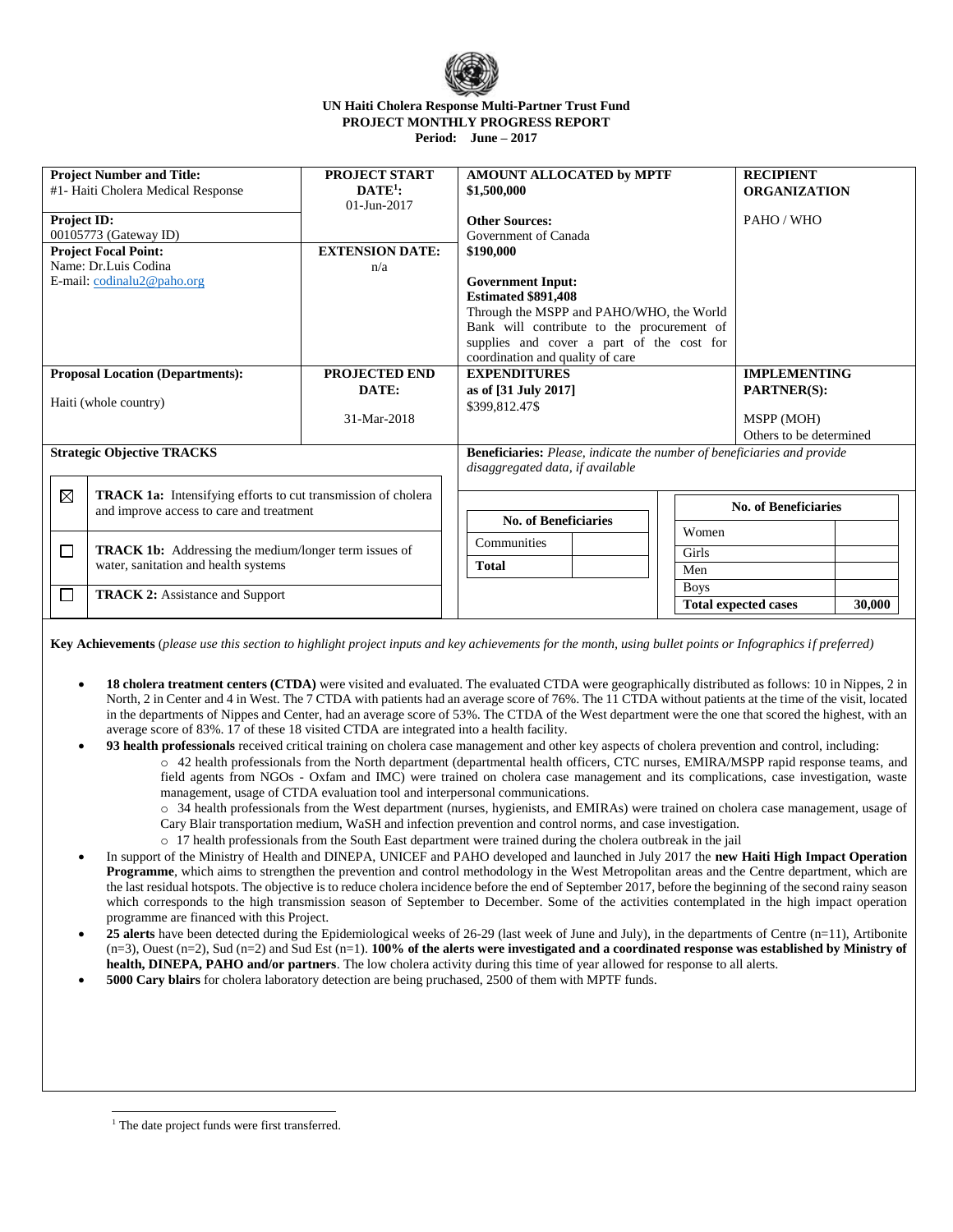**UN Haiti Cholera Response Multi-Partner Trust Fund**
**PROJECT MONTHLY PROGRESS REPORT**
**Period: June – 2017**

| **Project Number and Title:** #1- Haiti Cholera Medical Response | **PROJECT START DATE**[1]**:** 01-Jun-2017 | **AMOUNT ALLOCATED by MPTF** **$1,500,000** | **RECIPIENT ORGANIZATION** |
|---|---|---|---|
| **Project ID:** 00105773 (Gateway ID) | | **Other Sources:** Government of Canada | PAHO / WHO |
| **Project Focal Point:** Name: Dr.Luis Codina E-mail: codinalu2@paho.org | **EXTENSION DATE:** n/a | **$190,000** **Government Input:** **Estimated $891,408** Through the MSPP and PAHO/WHO, the World Bank will contribute to the procurement of supplies and cover a part of the cost for coordination and quality of care | |
| **Proposal Location (Departments):** Haiti (whole country) | **PROJECTED END DATE:** 31-Mar-2018 | **EXPENDITURES as of [31 July 2017]** $399,812.47$ | **IMPLEMENTING PARTNER(S):** MSPP (MOH) Others to be determined |

**Strategic Objective TRACKS**

| | |
|---|---|
| ☒ | **TRACK 1a:** Intensifying efforts to cut transmission of cholera and improve access to care and treatment |
| ☐ | **TRACK 1b:** Addressing the medium/longer term issues of water, sanitation and health systems |
| ☐ | **TRACK 2:** Assistance and Support |

**Beneficiaries:** *Please, indicate the number of beneficiaries and provide disaggregated data, if available*

| **No. of Beneficiaries** | |
|---|---|
| Communities | |
| **Total** | |

| **No. of Beneficiaries** | |
|---|---|
| Women | |
| Girls | |
| Men | |
| Boys | |
| **Total expected cases** | **30,000** |

**Key Achievements** (*please use this section to highlight project inputs and key achievements for the month, using bullet points or Infographics if preferred)*

- **18 cholera treatment centers (CTDA)** were visited and evaluated. The evaluated CTDA were geographically distributed as follows: 10 in Nippes, 2 in North, 2 in Center and 4 in West. The 7 CTDA with patients had an average score of 76%. The 11 CTDA without patients at the time of the visit, located in the departments of Nippes and Center, had an average score of 53%. The CTDA of the West department were the one that scored the highest, with an average score of 83%. 17 of these 18 visited CTDA are integrated into a health facility.
- **93 health professionals** received critical training on cholera case management and other key aspects of cholera prevention and control, including:
  - 42 health professionals from the North department (departmental health officers, CTC nurses, EMIRA/MSPP rapid response teams, and field agents from NGOs - Oxfam and IMC) were trained on cholera case management and its complications, case investigation, waste management, usage of CTDA evaluation tool and interpersonal communications.
  - 34 health professionals from the West department (nurses, hygienists, and EMIRAs) were trained on cholera case management, usage of Cary Blair transportation medium, WaSH and infection prevention and control norms, and case investigation.
  - 17 health professionals from the South East department were trained during the cholera outbreak in the jail
- In support of the Ministry of Health and DINEPA, UNICEF and PAHO developed and launched in July 2017 the **new Haiti High Impact Operation Programme**, which aims to strengthen the prevention and control methodology in the West Metropolitan areas and the Centre department, which are the last residual hotspots. The objective is to reduce cholera incidence before the end of September 2017, before the beginning of the second rainy season which corresponds to the high transmission season of September to December. Some of the activities contemplated in the high impact operation programme are financed with this Project.
- **25 alerts** have been detected during the Epidemiological weeks of 26-29 (last week of June and July), in the departments of Centre (n=11), Artibonite (n=3), Ouest (n=2), Sud (n=2) and Sud Est (n=1). **100% of the alerts were investigated and a coordinated response was established by Ministry of health, DINEPA, PAHO and/or partners**. The low cholera activity during this time of year allowed for response to all alerts.
- **5000 Cary blairs** for cholera laboratory detection are being pruchased, 2500 of them with MPTF funds.

[1] The date project funds were first transferred.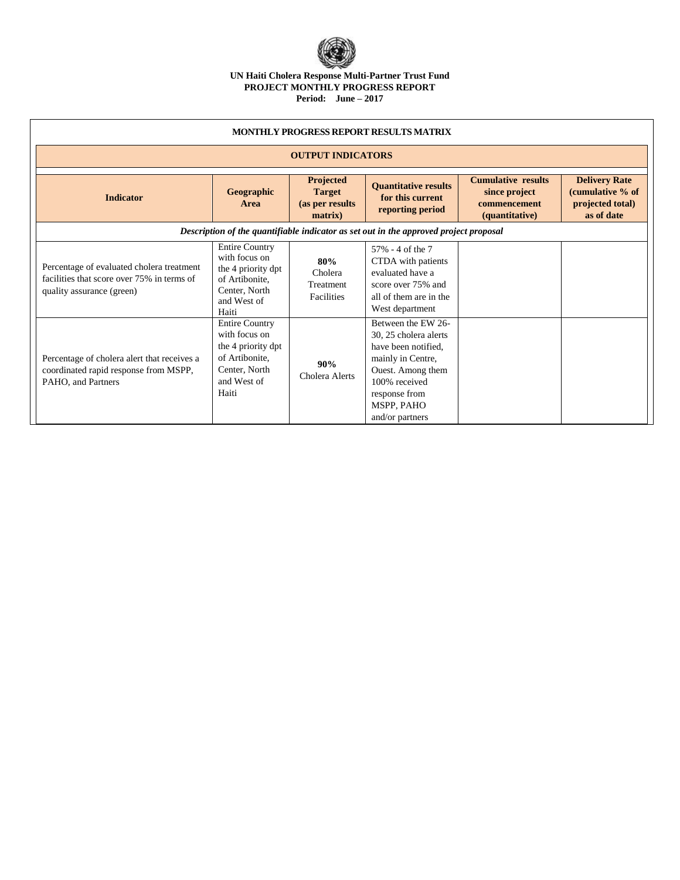**UN Haiti Cholera Response Multi-Partner Trust Fund**
**PROJECT MONTHLY PROGRESS REPORT**
**Period: June – 2017**

**MONTHLY PROGRESS REPORT RESULTS MATRIX**

**OUTPUT INDICATORS**

| **Indicator** | **Geographic Area** | **Projected Target (as per results matrix)** | **Quantitative results for this current reporting period** | **Cumulative results since project commencement (quantitative)** | **Delivery Rate (cumulative % of projected total) as of date** |
|---|---|---|---|---|---|
| ***Description of the quantifiable indicator as set out in the approved project proposal*** | | | | | |
| Percentage of evaluated cholera treatment facilities that score over 75% in terms of quality assurance (green) | Entire Country with focus on the 4 priority dpt of Artibonite, Center, North and West of Haiti | **80%** Cholera Treatment Facilities | 57% - 4 of the 7 CTDA with patients evaluated have a score over 75% and all of them are in the West department | | |
| Percentage of cholera alert that receives a coordinated rapid response from MSPP, PAHO, and Partners | Entire Country with focus on the 4 priority dpt of Artibonite, Center, North and West of Haiti | **90%** Cholera Alerts | Between the EW 26-30, 25 cholera alerts have been notified, mainly in Centre, Ouest. Among them 100% received response from MSPP, PAHO and/or partners | | |